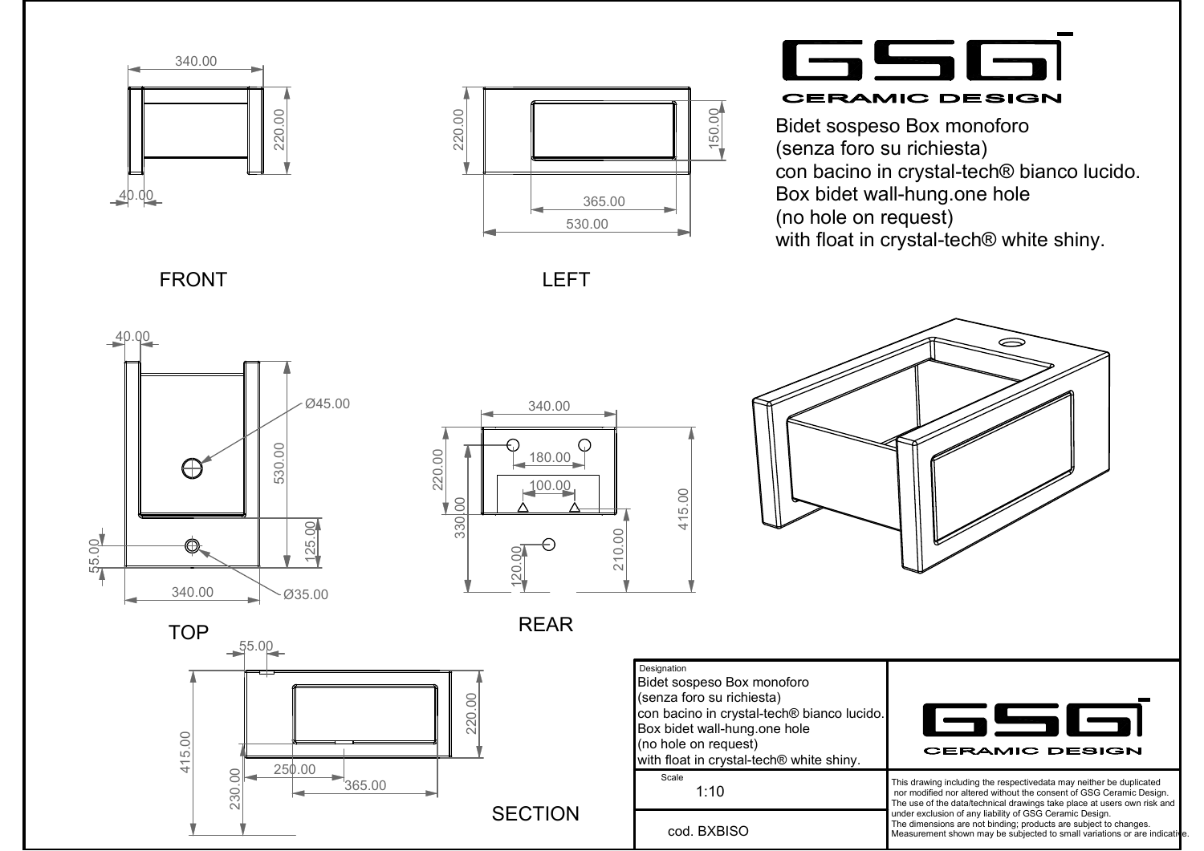# GSG CERAMIC DESIGN

Bidet sospeso Box monoforo
(senza foro su richiesta)
con bacino in crystal-tech® bianco lucido.
Box bidet wall-hung.one hole
(no hole on request)
with float in crystal-tech® white shiny.

FRONT: 340.00 · 220.00 · 40.00

LEFT: 220.00 · 150.00 · 365.00 · 530.00

TOP: 40.00 · Ø45.00 · 530.00 · 125.00 · 55.00 · 340.00 · Ø35.00

REAR: 340.00 · 180.00 · 100.00 · 220.00 · 330.00 · 415.00 · 210.00 · 120.00

SECTION: 55.00 · 415.00 · 220.00 · 230.00 · 250.00 · 365.00

| Designation | |
|---|---|
| Bidet sospeso Box monoforo<br>(senza foro su richiesta)<br>con bacino in crystal-tech® bianco lucido.<br>Box bidet wall-hung.one hole<br>(no hole on request)<br>with float in crystal-tech® white shiny. | GSG CERAMIC DESIGN |
| Scale 1:10 | This drawing including the respectivedata may neither be duplicated nor modified nor altered without the consent of GSG Ceramic Design. The use of the data/technical drawings take place at users own risk and under exclusion of any liability of GSG Ceramic Design. The dimensions are not binding; products are subject to changes. Measurement shown may be subjected to small variations or are indicative. |
| cod. BXBISO | |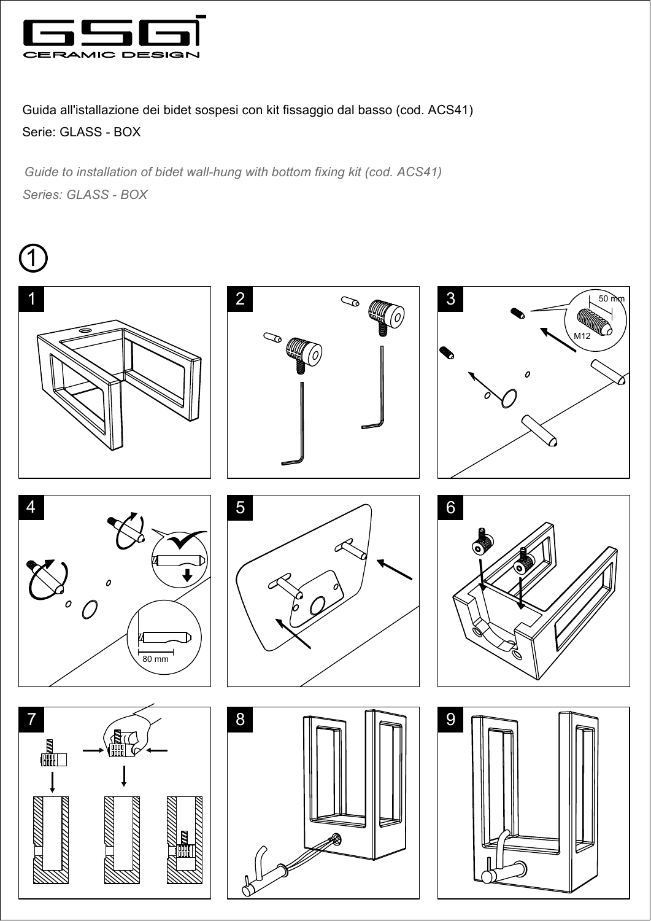GSG CERAMIC DESIGN

Guida all'istallazione dei bidet sospesi con kit fissaggio dal basso (cod. ACS41)

Serie: GLASS - BOX

*Guide to installation of bidet wall-hung with bottom fixing kit (cod. ACS41)*

*Series: GLASS - BOX*

①

1

2

3

50 mm

M12

4

80 mm

5

6

7

8

9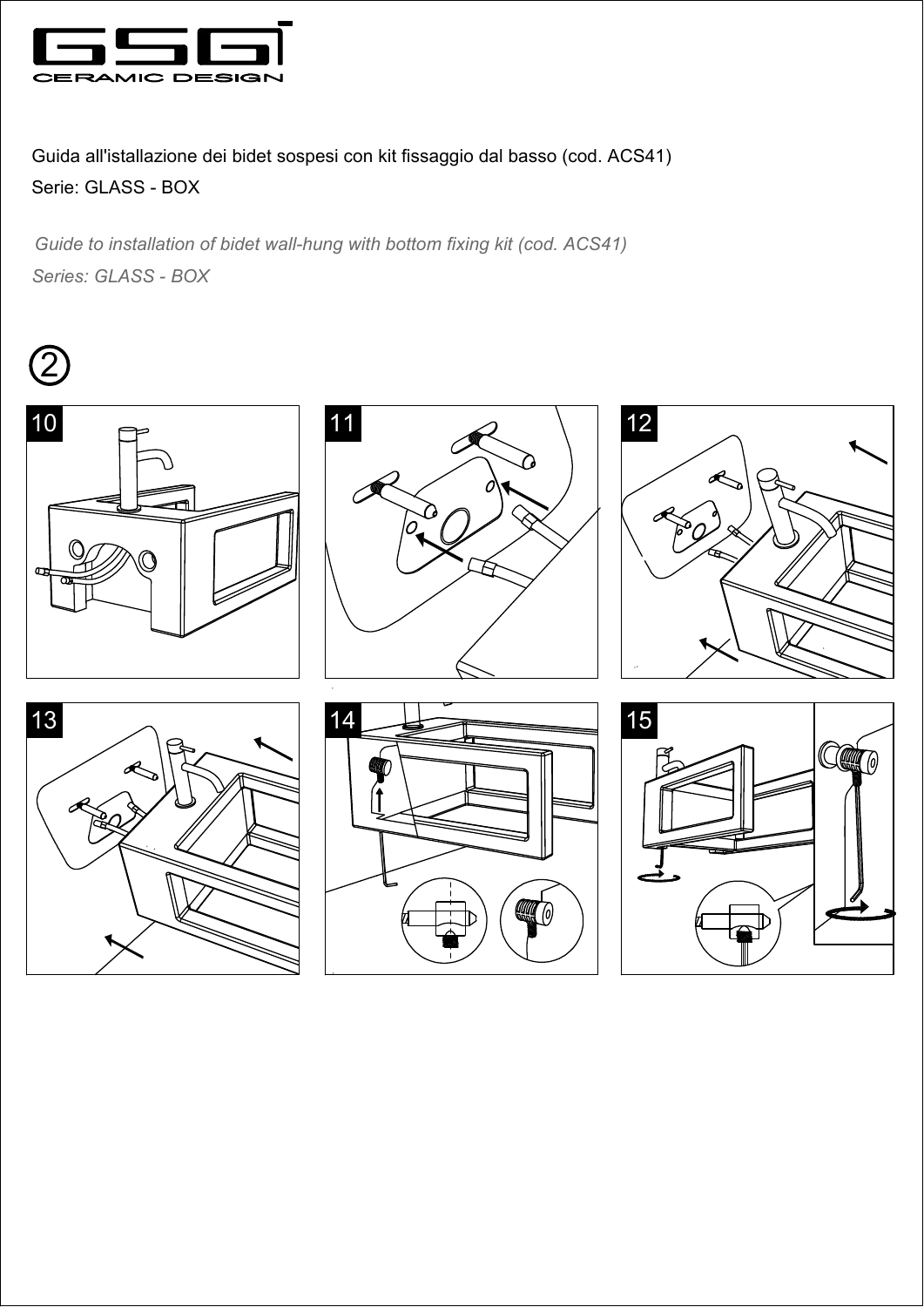GSG CERAMIC DESIGN

Guida all'istallazione dei bidet sospesi con kit fissaggio dal basso (cod. ACS41)

Serie: GLASS - BOX

*Guide to installation of bidet wall-hung with bottom fixing kit (cod. ACS41)*

*Series: GLASS - BOX*

②

10

11

12

13

14

15